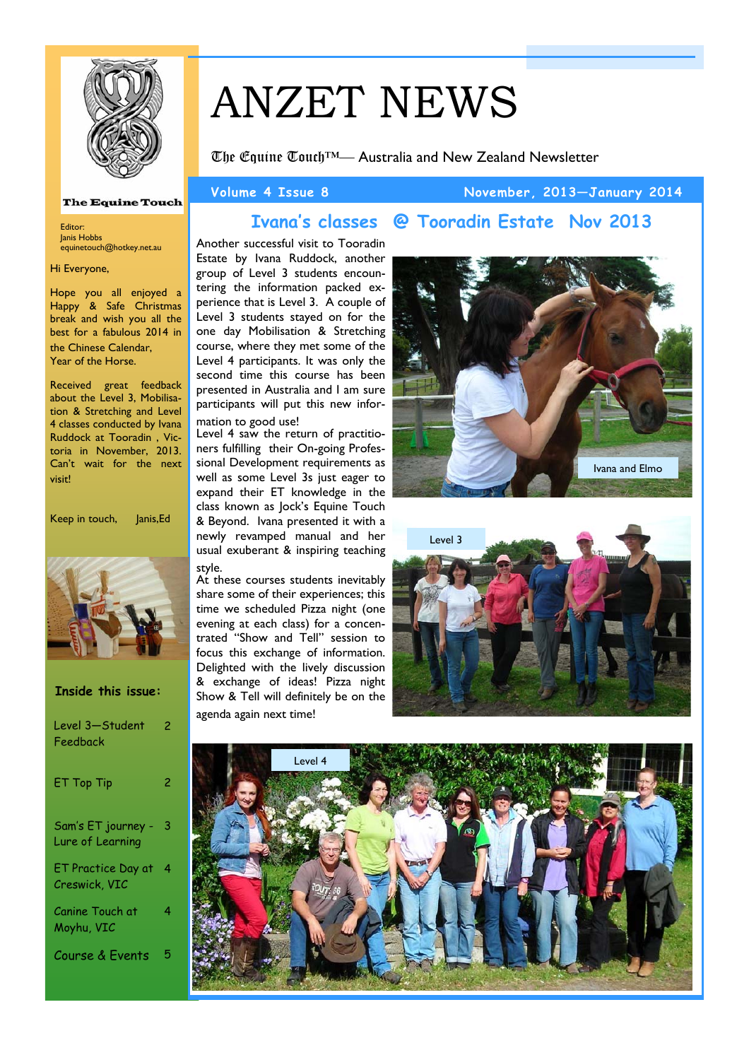# ANZET NEWS

The Equine Touch™— Australia and New Zealand Newsletter

**Volume 4 Issue 8** — **November, 2013—January 2014**

The Equine Touch

Editor:
Janis Hobbs
equinetouch@hotkey.net.au

Hi Everyone,

Hope you all enjoyed a Happy & Safe Christmas break and wish you all the best for a fabulous 2014 in the Chinese Calendar, Year of the Horse.

Received great feedback about the Level 3, Mobilisation & Stretching and Level 4 classes conducted by Ivana Ruddock at Tooradin, Victoria in November, 2013. Can't wait for the next visit!

Keep in touch, Janis,Ed

**Inside this issue:**

| | |
|---|---|
| Level 3—Student Feedback | 2 |
| ET Top Tip | 2 |
| Sam's ET journey - Lure of Learning | 3 |
| ET Practice Day at Creswick, VIC | 4 |
| Canine Touch at Moyhu, VIC | 4 |
| Course & Events | 5 |

## Ivana's classes @ Tooradin Estate Nov 2013

Another successful visit to Tooradin Estate by Ivana Ruddock, another group of Level 3 students encountering the information packed experience that is Level 3. A couple of Level 3 students stayed on for the one day Mobilisation & Stretching course, where they met some of the Level 4 participants. It was only the second time this course has been presented in Australia and I am sure participants will put this new information to good use!

Level 4 saw the return of practitioners fulfilling their On-going Professional Development requirements as well as some Level 3s just eager to expand their ET knowledge in the class known as Jock's Equine Touch & Beyond. Ivana presented it with a newly revamped manual and her usual exuberant & inspiring teaching style.

At these courses students inevitably share some of their experiences; this time we scheduled Pizza night (one evening at each class) for a concentrated "Show and Tell" session to focus this exchange of information. Delighted with the lively discussion & exchange of ideas! Pizza night Show & Tell will definitely be on the agenda again next time!

Ivana and Elmo

Level 3

Level 4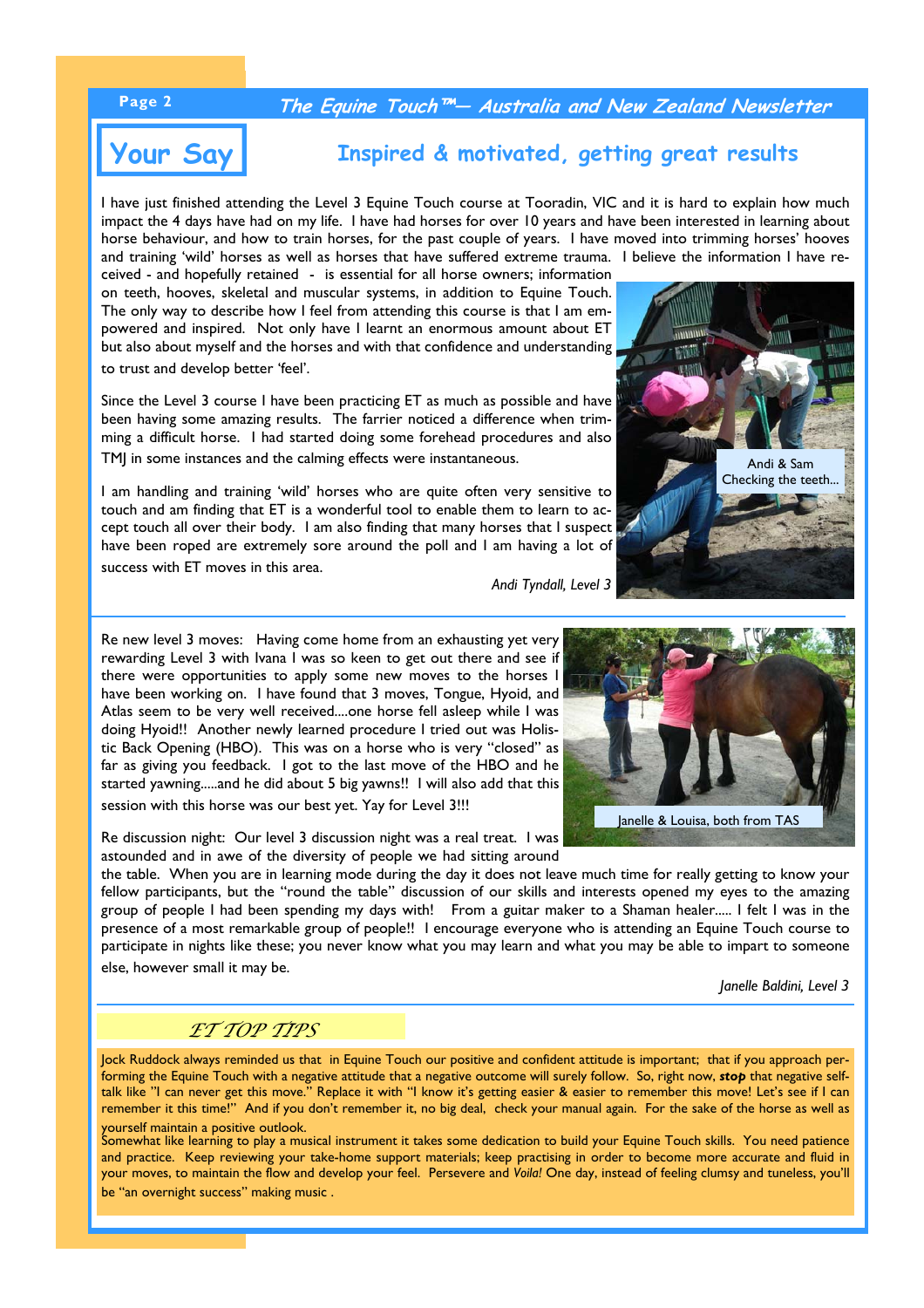# Your Say

## Inspired & motivated, getting great results

I have just finished attending the Level 3 Equine Touch course at Tooradin, VIC and it is hard to explain how much impact the 4 days have had on my life. I have had horses for over 10 years and have been interested in learning about horse behaviour, and how to train horses, for the past couple of years. I have moved into trimming horses' hooves and training 'wild' horses as well as horses that have suffered extreme trauma. I believe the information I have received - and hopefully retained - is essential for all horse owners; information on teeth, hooves, skeletal and muscular systems, in addition to Equine Touch. The only way to describe how I feel from attending this course is that I am empowered and inspired. Not only have I learnt an enormous amount about ET but also about myself and the horses and with that confidence and understanding to trust and develop better 'feel'.

Since the Level 3 course I have been practicing ET as much as possible and have been having some amazing results. The farrier noticed a difference when trimming a difficult horse. I had started doing some forehead procedures and also TMJ in some instances and the calming effects were instantaneous.

I am handling and training 'wild' horses who are quite often very sensitive to touch and am finding that ET is a wonderful tool to enable them to learn to accept touch all over their body. I am also finding that many horses that I suspect have been roped are extremely sore around the poll and I am having a lot of success with ET moves in this area.

Andi & Sam
Checking the teeth...

*Andi Tyndall, Level 3*

---

Re new level 3 moves: Having come home from an exhausting yet very rewarding Level 3 with Ivana I was so keen to get out there and see if there were opportunities to apply some new moves to the horses I have been working on. I have found that 3 moves, Tongue, Hyoid, and Atlas seem to be very well received....one horse fell asleep while I was doing Hyoid!! Another newly learned procedure I tried out was Holistic Back Opening (HBO). This was on a horse who is very "closed" as far as giving you feedback. I got to the last move of the HBO and he started yawning.....and he did about 5 big yawns!! I will also add that this session with this horse was our best yet. Yay for Level 3!!!

Janelle & Louisa, both from TAS

Re discussion night: Our level 3 discussion night was a real treat. I was astounded and in awe of the diversity of people we had sitting around the table. When you are in learning mode during the day it does not leave much time for really getting to know your fellow participants, but the "round the table" discussion of our skills and interests opened my eyes to the amazing group of people I had been spending my days with! From a guitar maker to a Shaman healer..... I felt I was in the presence of a most remarkable group of people!! I encourage everyone who is attending an Equine Touch course to participate in nights like these; you never know what you may learn and what you may be able to impart to someone else, however small it may be.

*Janelle Baldini, Level 3*

---

## ET TOP TIPS

Jock Ruddock always reminded us that in Equine Touch our positive and confident attitude is important; that if you approach performing the Equine Touch with a negative attitude that a negative outcome will surely follow. So, right now, ***stop*** that negative self-talk like "I can never get this move." Replace it with "I know it's getting easier & easier to remember this move! Let's see if I can remember it this time!" And if you don't remember it, no big deal, check your manual again. For the sake of the horse as well as yourself maintain a positive outlook.

Somewhat like learning to play a musical instrument it takes some dedication to build your Equine Touch skills. You need patience and practice. Keep reviewing your take-home support materials; keep practising in order to become more accurate and fluid in your moves, to maintain the flow and develop your feel. Persevere and *Voila!* One day, instead of feeling clumsy and tuneless, you'll be "an overnight success" making music .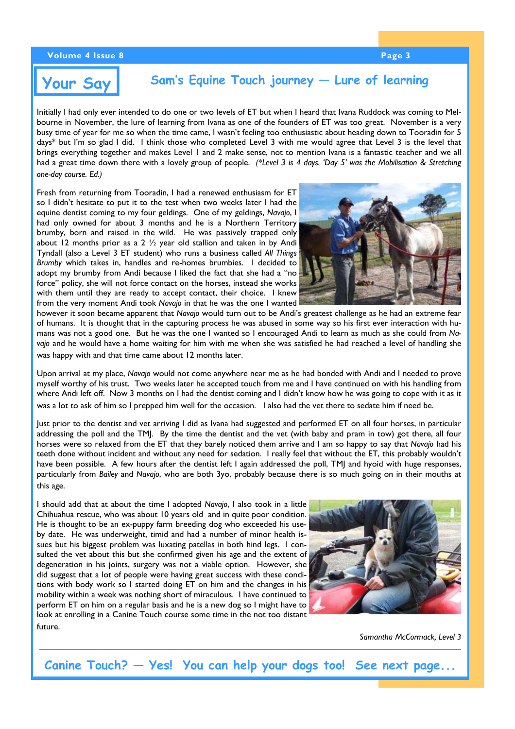# Your Say

## Sam's Equine Touch journey — Lure of learning

Initially I had only ever intended to do one or two levels of ET but when I heard that Ivana Ruddock was coming to Melbourne in November, the lure of learning from Ivana as one of the founders of ET was too great. November is a very busy time of year for me so when the time came, I wasn't feeling too enthusiastic about heading down to Tooradin for 5 days* but I'm so glad I did. I think those who completed Level 3 with me would agree that Level 3 is the level that brings everything together and makes Level 1 and 2 make sense, not to mention Ivana is a fantastic teacher and we all had a great time down there with a lovely group of people. *(\*Level 3 is 4 days. 'Day 5' was the Mobilisation & Stretching one-day course. Ed.)*

Fresh from returning from Tooradin, I had a renewed enthusiasm for ET so I didn't hesitate to put it to the test when two weeks later I had the equine dentist coming to my four geldings. One of my geldings, *Navajo*, I had only owned for about 3 months and he is a Northern Territory brumby, born and raised in the wild. He was passively trapped only about 12 months prior as a 2 ½ year old stallion and taken in by Andi Tyndall (also a Level 3 ET student) who runs a business called *All Things Brumby* which takes in, handles and re-homes brumbies. I decided to adopt my brumby from Andi because I liked the fact that she had a "no force" policy, she will not force contact on the horses, instead she works with them until they are ready to accept contact, their choice. I knew from the very moment Andi took *Navajo* in that he was the one I wanted however it soon became apparent that *Navajo* would turn out to be Andi's greatest challenge as he had an extreme fear of humans. It is thought that in the capturing process he was abused in some way so his first ever interaction with humans was not a good one. But he was the one I wanted so I encouraged Andi to learn as much as she could from *Navajo* and he would have a home waiting for him with me when she was satisfied he had reached a level of handling she was happy with and that time came about 12 months later.

Upon arrival at my place, *Navajo* would not come anywhere near me as he had bonded with Andi and I needed to prove myself worthy of his trust. Two weeks later he accepted touch from me and I have continued on with his handling from where Andi left off. Now 3 months on I had the dentist coming and I didn't know how he was going to cope with it as it was a lot to ask of him so I prepped him well for the occasion. I also had the vet there to sedate him if need be.

Just prior to the dentist and vet arriving I did as Ivana had suggested and performed ET on all four horses, in particular addressing the poll and the TMJ. By the time the dentist and the vet (with baby and pram in tow) got there, all four horses were so relaxed from the ET that they barely noticed them arrive and I am so happy to say that *Navajo* had his teeth done without incident and without any need for sedation. I really feel that without the ET, this probably wouldn't have been possible. A few hours after the dentist left I again addressed the poll, TMJ and hyoid with huge responses, particularly from *Bailey* and *Navajo*, who are both 3yo, probably because there is so much going on in their mouths at this age.

I should add that at about the time I adopted *Navajo*, I also took in a little Chihuahua rescue, who was about 10 years old and in quite poor condition. He is thought to be an ex-puppy farm breeding dog who exceeded his use-by date. He was underweight, timid and had a number of minor health issues but his biggest problem was luxating patellas in both hind legs. I consulted the vet about this but she confirmed given his age and the extent of degeneration in his joints, surgery was not a viable option. However, she did suggest that a lot of people were having great success with these conditions with body work so I started doing ET on him and the changes in his mobility within a week was nothing short of miraculous. I have continued to perform ET on him on a regular basis and he is a new dog so I might have to look at enrolling in a Canine Touch course some time in the not too distant future.

*Samantha McCormack, Level 3*

**Canine Touch? — Yes! You can help your dogs too! See next page...**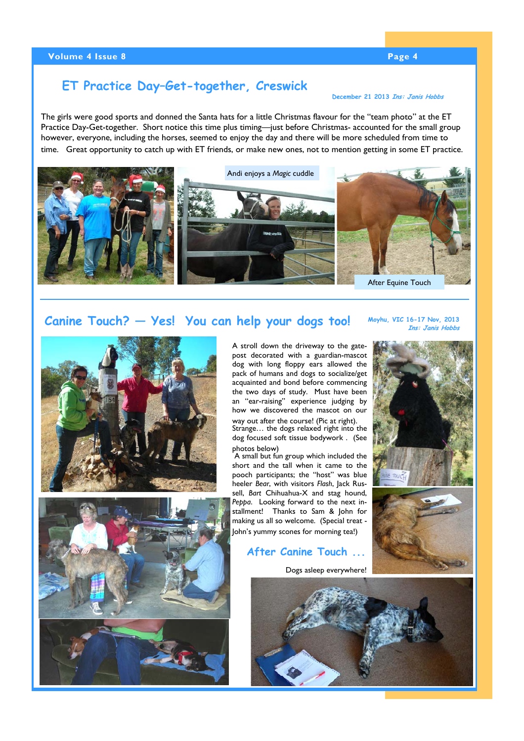## ET Practice Day–Get-together, Creswick

December 21 2013 *Ins: Janis Hobbs*

The girls were good sports and donned the Santa hats for a little Christmas flavour for the "team photo" at the ET Practice Day-Get-together. Short notice this time plus timing—just before Christmas- accounted for the small group however, everyone, including the horses, seemed to enjoy the day and there will be more scheduled from time to time. Great opportunity to catch up with ET friends, or make new ones, not to mention getting in some ET practice.

Andi enjoys a *Magic* cuddle

After Equine Touch

## Canine Touch? — Yes! You can help your dogs too!

Moyhu, VIC 16-17 Nov, 2013 *Ins: Janis Hobbs*

A stroll down the driveway to the gate-post decorated with a guardian-mascot dog with long floppy ears allowed the pack of humans and dogs to socialize/get acquainted and bond before commencing the two days of study. Must have been an "ear-raising" experience judging by how we discovered the mascot on our way out after the course! (Pic at right). Strange… the dogs relaxed right into the dog focused soft tissue bodywork . (See photos below)

A small but fun group which included the short and the tall when it came to the pooch participants; the "host" was blue heeler *Bear*, with visitors *Flash*, Jack Russell, *Bart* Chihuahua-X and stag hound, *Peppa*. Looking forward to the next instalment! Thanks to Sam & John for making us all so welcome. (Special treat - John's yummy scones for morning tea!)

### After Canine Touch …

Dogs asleep everywhere!